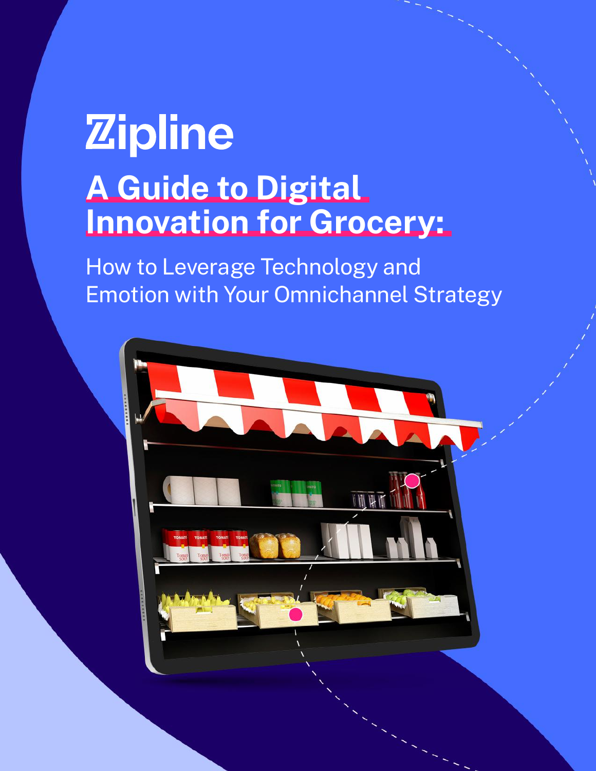Zipline

# A Guide to Digital Innovation for Grocery:

## How to Leverage Technology and Emotion with Your Omnichannel Strategy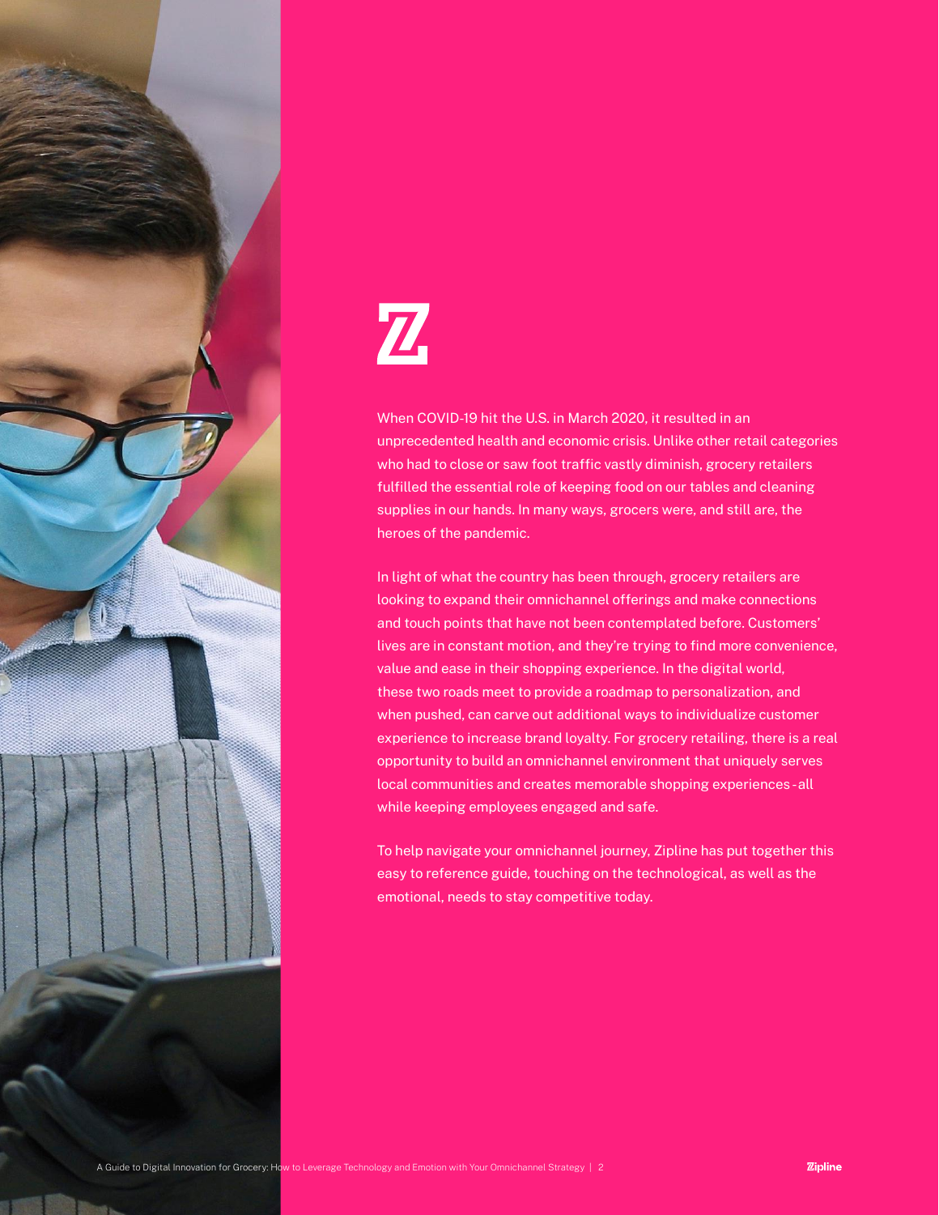When COVID-19 hit the U.S. in March 2020, it resulted in an unprecedented health and economic crisis. Unlike other retail categories who had to close or saw foot traffic vastly diminish, grocery retailers fulfilled the essential role of keeping food on our tables and cleaning supplies in our hands. In many ways, grocers were, and still are, the heroes of the pandemic.

In light of what the country has been through, grocery retailers are looking to expand their omnichannel offerings and make connections and touch points that have not been contemplated before. Customers' lives are in constant motion, and they're trying to find more convenience, value and ease in their shopping experience. In the digital world, these two roads meet to provide a roadmap to personalization, and when pushed, can carve out additional ways to individualize customer experience to increase brand loyalty. For grocery retailing, there is a real opportunity to build an omnichannel environment that uniquely serves local communities and creates memorable shopping experiences - all while keeping employees engaged and safe.

To help navigate your omnichannel journey, Zipline has put together this easy to reference guide, touching on the technological, as well as the emotional, needs to stay competitive today.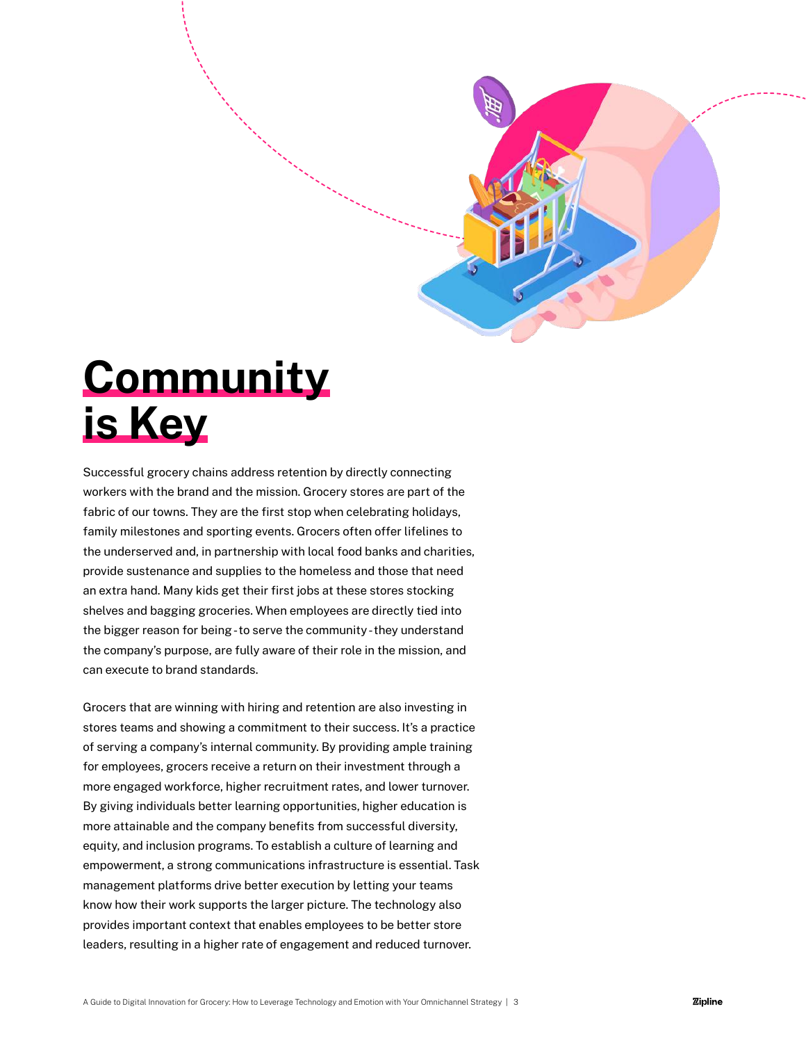# Community is Key

Successful grocery chains address retention by directly connecting workers with the brand and the mission. Grocery stores are part of the fabric of our towns. They are the first stop when celebrating holidays, family milestones and sporting events. Grocers often offer lifelines to the underserved and, in partnership with local food banks and charities, provide sustenance and supplies to the homeless and those that need an extra hand. Many kids get their first jobs at these stores stocking shelves and bagging groceries. When employees are directly tied into the bigger reason for being - to serve the community - they understand the company's purpose, are fully aware of their role in the mission, and can execute to brand standards.

Grocers that are winning with hiring and retention are also investing in stores teams and showing a commitment to their success. It's a practice of serving a company's internal community. By providing ample training for employees, grocers receive a return on their investment through a more engaged workforce, higher recruitment rates, and lower turnover. By giving individuals better learning opportunities, higher education is more attainable and the company benefits from successful diversity, equity, and inclusion programs. To establish a culture of learning and empowerment, a strong communications infrastructure is essential. Task management platforms drive better execution by letting your teams know how their work supports the larger picture. The technology also provides important context that enables employees to be better store leaders, resulting in a higher rate of engagement and reduced turnover.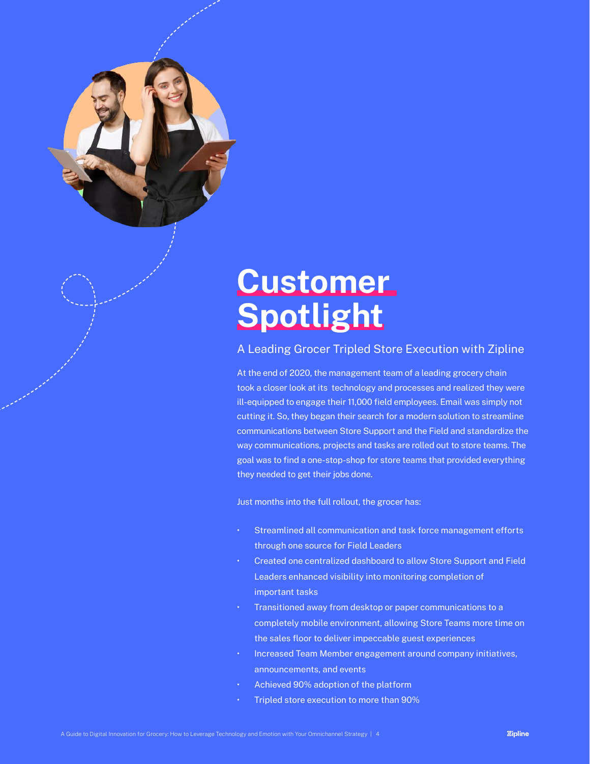# Customer Spotlight

## A Leading Grocer Tripled Store Execution with Zipline

At the end of 2020, the management team of a leading grocery chain took a closer look at its technology and processes and realized they were ill-equipped to engage their 11,000 field employees. Email was simply not cutting it. So, they began their search for a modern solution to streamline communications between Store Support and the Field and standardize the way communications, projects and tasks are rolled out to store teams. The goal was to find a one-stop-shop for store teams that provided everything they needed to get their jobs done.

Just months into the full rollout, the grocer has:

- Streamlined all communication and task force management efforts through one source for Field Leaders
- Created one centralized dashboard to allow Store Support and Field Leaders enhanced visibility into monitoring completion of important tasks
- Transitioned away from desktop or paper communications to a completely mobile environment, allowing Store Teams more time on the sales floor to deliver impeccable guest experiences
- Increased Team Member engagement around company initiatives, announcements, and events
- Achieved 90% adoption of the platform
- Tripled store execution to more than 90%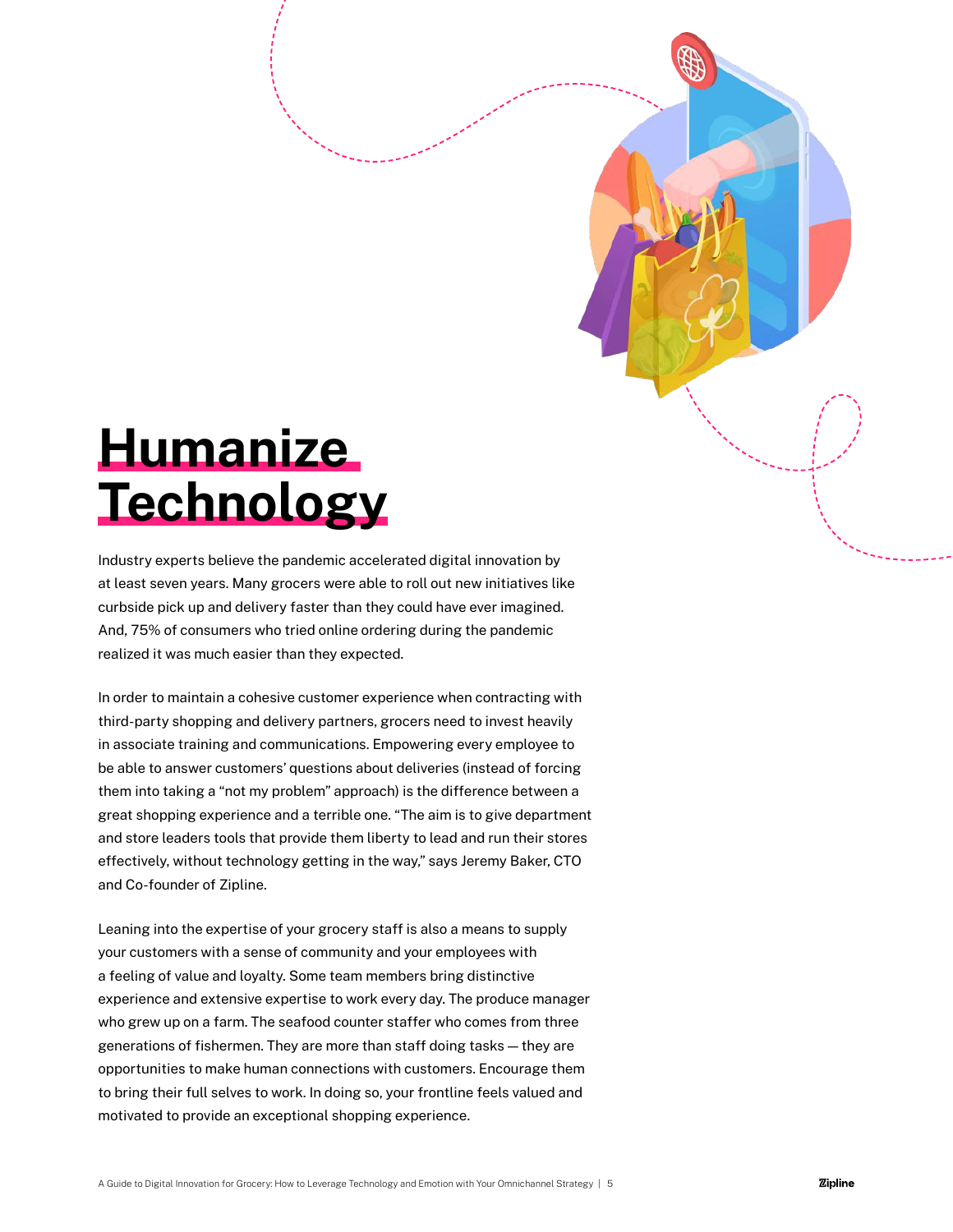# Humanize Technology

Industry experts believe the pandemic accelerated digital innovation by at least seven years. Many grocers were able to roll out new initiatives like curbside pick up and delivery faster than they could have ever imagined. And, 75% of consumers who tried online ordering during the pandemic realized it was much easier than they expected.

In order to maintain a cohesive customer experience when contracting with third-party shopping and delivery partners, grocers need to invest heavily in associate training and communications. Empowering every employee to be able to answer customers' questions about deliveries (instead of forcing them into taking a "not my problem" approach) is the difference between a great shopping experience and a terrible one. "The aim is to give department and store leaders tools that provide them liberty to lead and run their stores effectively, without technology getting in the way," says Jeremy Baker, CTO and Co-founder of Zipline.

Leaning into the expertise of your grocery staff is also a means to supply your customers with a sense of community and your employees with a feeling of value and loyalty. Some team members bring distinctive experience and extensive expertise to work every day. The produce manager who grew up on a farm. The seafood counter staffer who comes from three generations of fishermen. They are more than staff doing tasks — they are opportunities to make human connections with customers. Encourage them to bring their full selves to work. In doing so, your frontline feels valued and motivated to provide an exceptional shopping experience.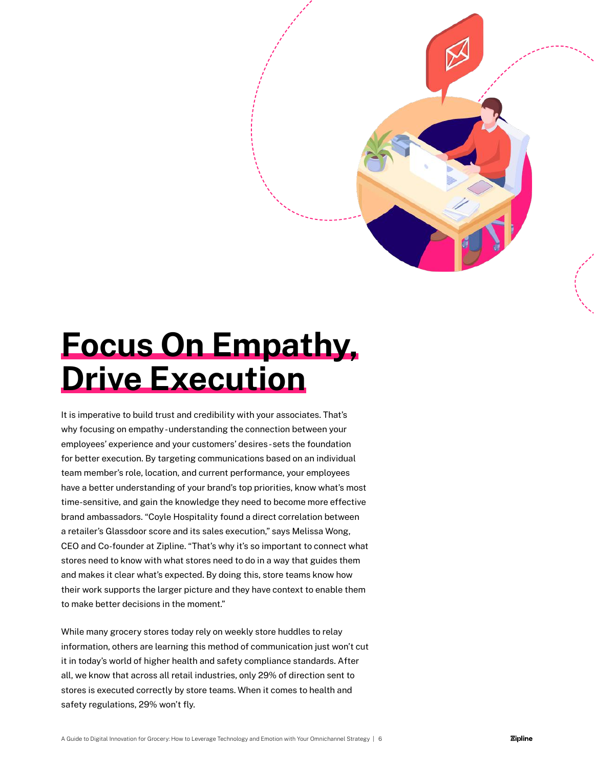# Focus On Empathy, Drive Execution

It is imperative to build trust and credibility with your associates. That's why focusing on empathy - understanding the connection between your employees' experience and your customers' desires - sets the foundation for better execution. By targeting communications based on an individual team member's role, location, and current performance, your employees have a better understanding of your brand's top priorities, know what's most time-sensitive, and gain the knowledge they need to become more effective brand ambassadors. "Coyle Hospitality found a direct correlation between a retailer's Glassdoor score and its sales execution," says Melissa Wong, CEO and Co-founder at Zipline. "That's why it's so important to connect what stores need to know with what stores need to do in a way that guides them and makes it clear what's expected. By doing this, store teams know how their work supports the larger picture and they have context to enable them to make better decisions in the moment."

While many grocery stores today rely on weekly store huddles to relay information, others are learning this method of communication just won't cut it in today's world of higher health and safety compliance standards. After all, we know that across all retail industries, only 29% of direction sent to stores is executed correctly by store teams. When it comes to health and safety regulations, 29% won't fly.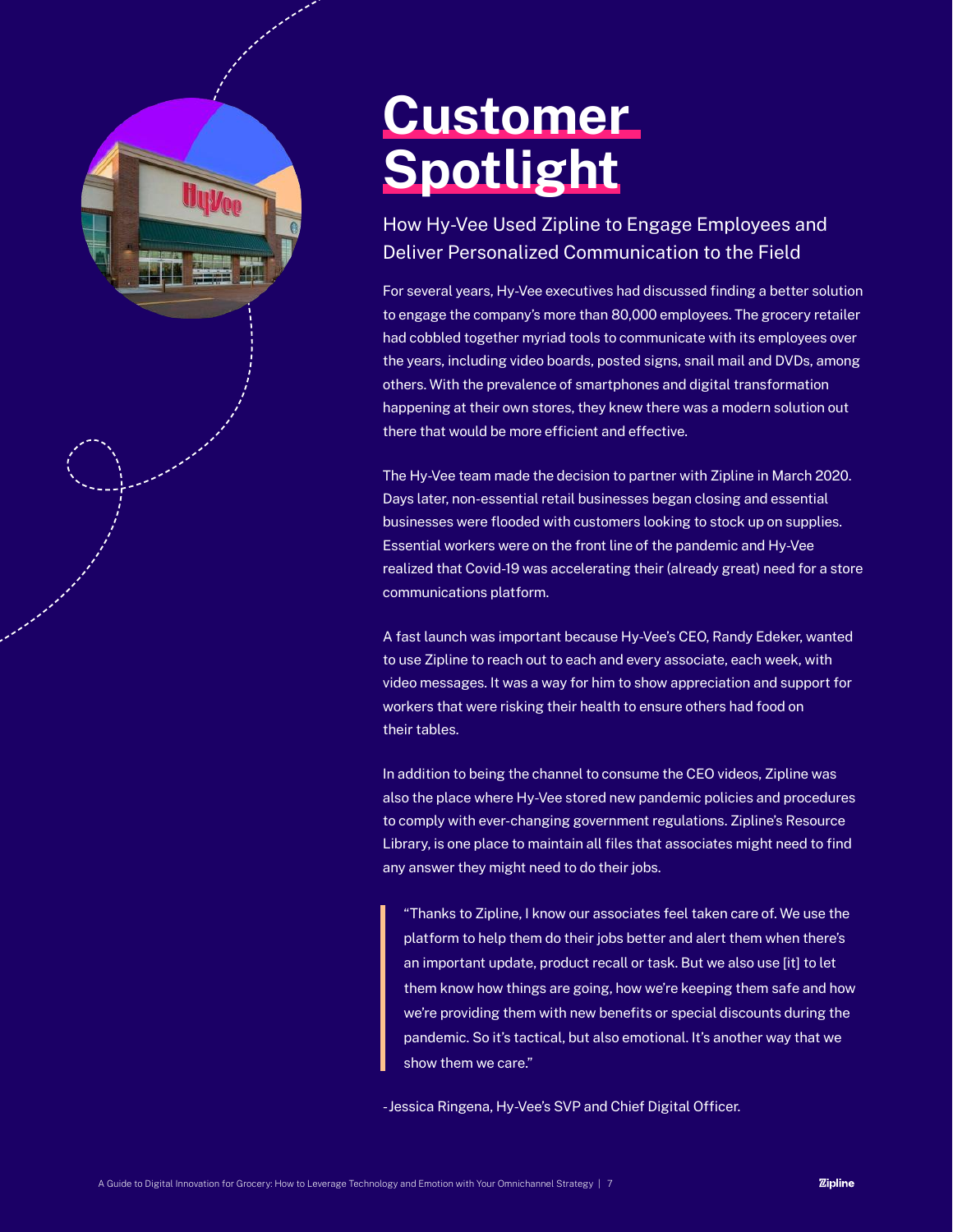# Customer Spotlight

## How Hy-Vee Used Zipline to Engage Employees and Deliver Personalized Communication to the Field

For several years, Hy-Vee executives had discussed finding a better solution to engage the company's more than 80,000 employees. The grocery retailer had cobbled together myriad tools to communicate with its employees over the years, including video boards, posted signs, snail mail and DVDs, among others. With the prevalence of smartphones and digital transformation happening at their own stores, they knew there was a modern solution out there that would be more efficient and effective.

The Hy-Vee team made the decision to partner with Zipline in March 2020. Days later, non-essential retail businesses began closing and essential businesses were flooded with customers looking to stock up on supplies. Essential workers were on the front line of the pandemic and Hy-Vee realized that Covid-19 was accelerating their (already great) need for a store communications platform.

A fast launch was important because Hy-Vee's CEO, Randy Edeker, wanted to use Zipline to reach out to each and every associate, each week, with video messages. It was a way for him to show appreciation and support for workers that were risking their health to ensure others had food on their tables.

In addition to being the channel to consume the CEO videos, Zipline was also the place where Hy-Vee stored new pandemic policies and procedures to comply with ever-changing government regulations. Zipline's Resource Library, is one place to maintain all files that associates might need to find any answer they might need to do their jobs.

> "Thanks to Zipline, I know our associates feel taken care of. We use the platform to help them do their jobs better and alert them when there's an important update, product recall or task. But we also use [it] to let them know how things are going, how we're keeping them safe and how we're providing them with new benefits or special discounts during the pandemic. So it's tactical, but also emotional. It's another way that we show them we care."

-Jessica Ringena, Hy-Vee's SVP and Chief Digital Officer.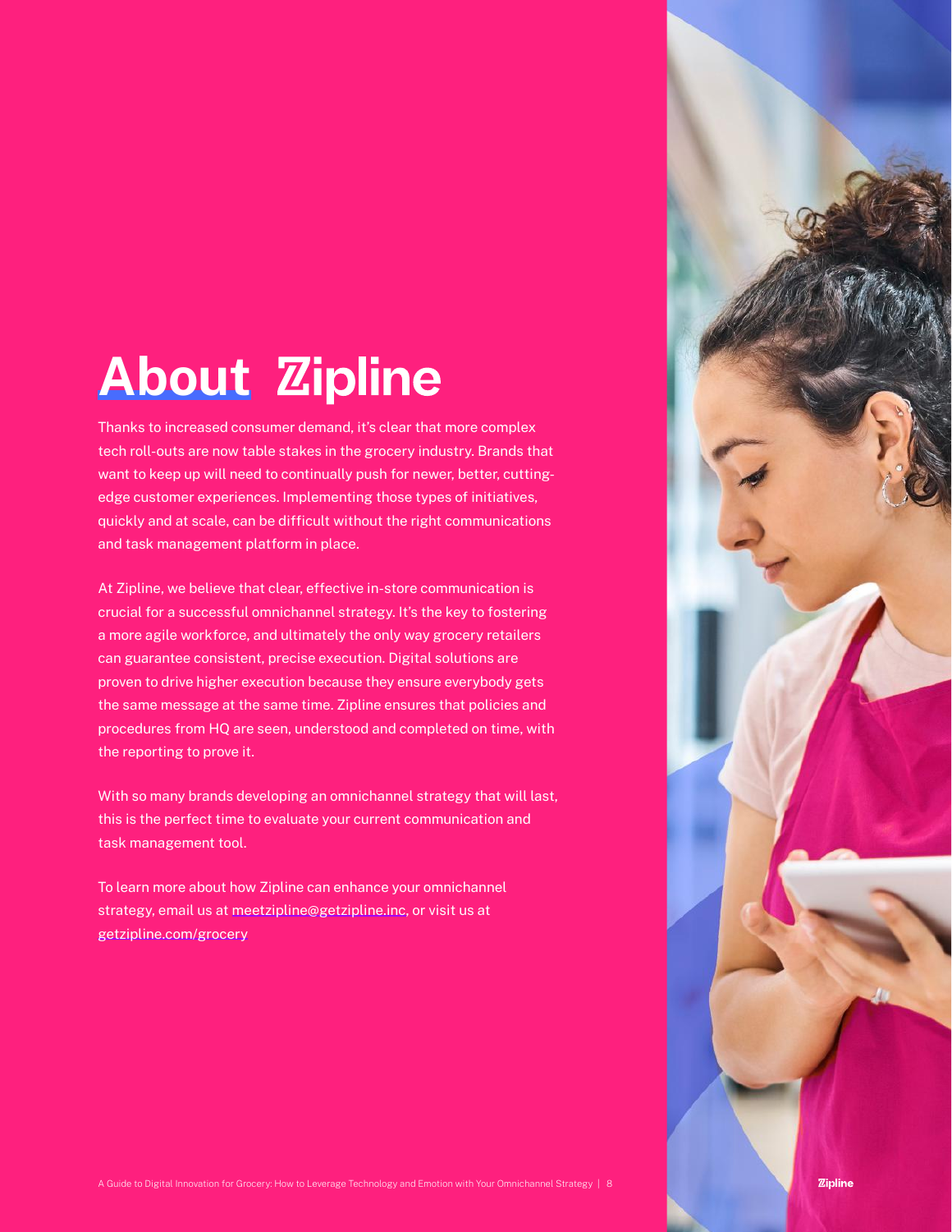# About Zipline

Thanks to increased consumer demand, it's clear that more complex tech roll-outs are now table stakes in the grocery industry. Brands that want to keep up will need to continually push for newer, better, cutting-edge customer experiences. Implementing those types of initiatives, quickly and at scale, can be difficult without the right communications and task management platform in place.

At Zipline, we believe that clear, effective in-store communication is crucial for a successful omnichannel strategy. It's the key to fostering a more agile workforce, and ultimately the only way grocery retailers can guarantee consistent, precise execution. Digital solutions are proven to drive higher execution because they ensure everybody gets the same message at the same time. Zipline ensures that policies and procedures from HQ are seen, understood and completed on time, with the reporting to prove it.

With so many brands developing an omnichannel strategy that will last, this is the perfect time to evaluate your current communication and task management tool.

To learn more about how Zipline can enhance your omnichannel strategy, email us at meetzipline@getzipline.inc, or visit us at getzipline.com/grocery